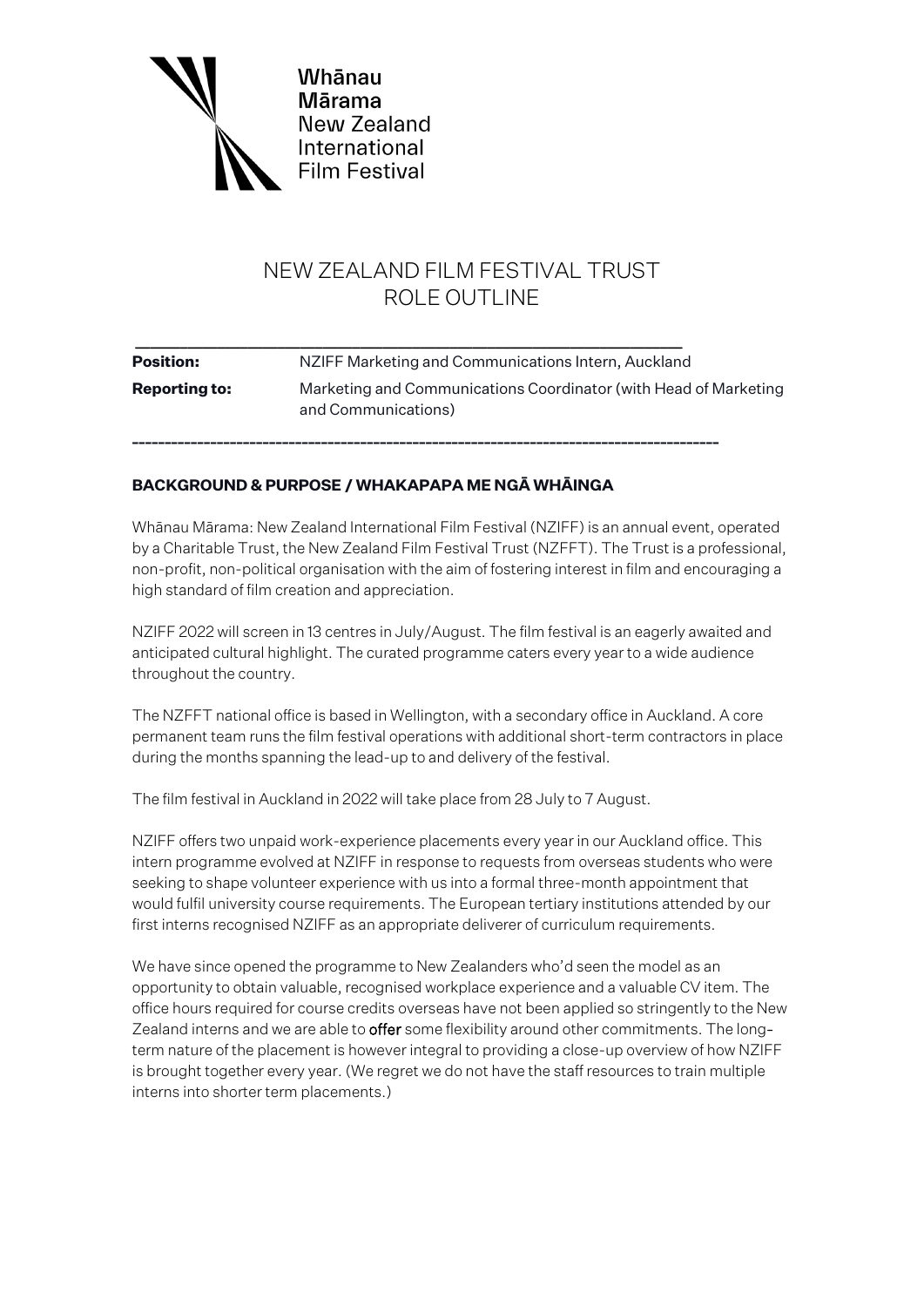Whānau Mārama
New Zealand
International
Film Festival

# NEW ZEALAND FILM FESTIVAL TRUST
# ROLE OUTLINE

---

**Position:** NZIFF Marketing and Communications Intern, Auckland

**Reporting to:** Marketing and Communications Coordinator (with Head of Marketing and Communications)

---

## BACKGROUND & PURPOSE / WHAKAPAPA ME NGĀ WHĀINGA

Whānau Mārama: New Zealand International Film Festival (NZIFF) is an annual event, operated by a Charitable Trust, the New Zealand Film Festival Trust (NZFFT). The Trust is a professional, non-profit, non-political organisation with the aim of fostering interest in film and encouraging a high standard of film creation and appreciation.

NZIFF 2022 will screen in 13 centres in July/August. The film festival is an eagerly awaited and anticipated cultural highlight. The curated programme caters every year to a wide audience throughout the country.

The NZFFT national office is based in Wellington, with a secondary office in Auckland. A core permanent team runs the film festival operations with additional short-term contractors in place during the months spanning the lead-up to and delivery of the festival.

The film festival in Auckland in 2022 will take place from 28 July to 7 August.

NZIFF offers two unpaid work-experience placements every year in our Auckland office. This intern programme evolved at NZIFF in response to requests from overseas students who were seeking to shape volunteer experience with us into a formal three-month appointment that would fulfil university course requirements. The European tertiary institutions attended by our first interns recognised NZIFF as an appropriate deliverer of curriculum requirements.

We have since opened the programme to New Zealanders who'd seen the model as an opportunity to obtain valuable, recognised workplace experience and a valuable CV item. The office hours required for course credits overseas have not been applied so stringently to the New Zealand interns and we are able to offer some flexibility around other commitments. The long-term nature of the placement is however integral to providing a close-up overview of how NZIFF is brought together every year. (We regret we do not have the staff resources to train multiple interns into shorter term placements.)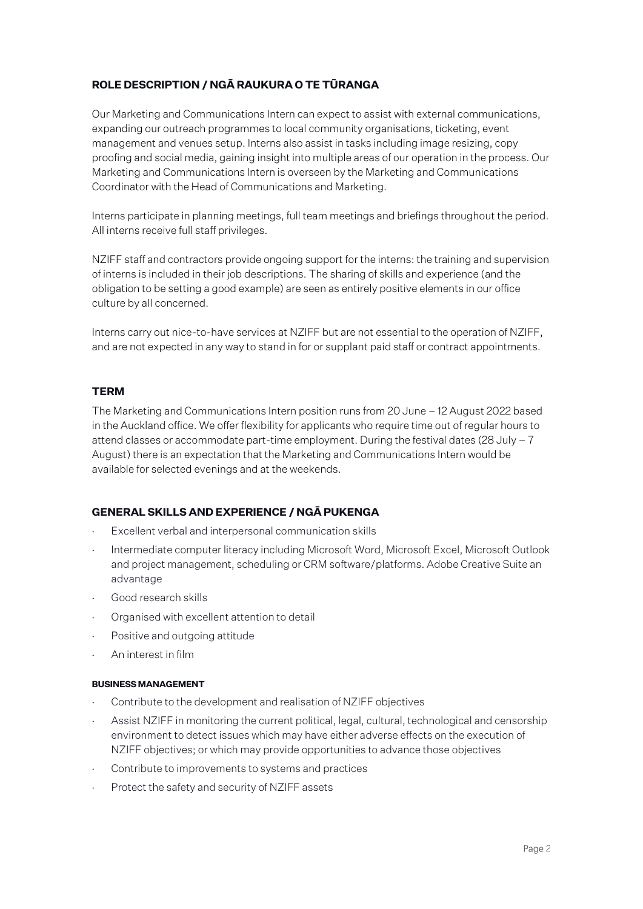## ROLE DESCRIPTION / NGĀ RAUKURA O TE TŪRANGA

Our Marketing and Communications Intern can expect to assist with external communications, expanding our outreach programmes to local community organisations, ticketing, event management and venues setup. Interns also assist in tasks including image resizing, copy proofing and social media, gaining insight into multiple areas of our operation in the process. Our Marketing and Communications Intern is overseen by the Marketing and Communications Coordinator with the Head of Communications and Marketing.

Interns participate in planning meetings, full team meetings and briefings throughout the period. All interns receive full staff privileges.

NZIFF staff and contractors provide ongoing support for the interns: the training and supervision of interns is included in their job descriptions. The sharing of skills and experience (and the obligation to be setting a good example) are seen as entirely positive elements in our office culture by all concerned.

Interns carry out nice-to-have services at NZIFF but are not essential to the operation of NZIFF, and are not expected in any way to stand in for or supplant paid staff or contract appointments.

## TERM

The Marketing and Communications Intern position runs from 20 June – 12 August 2022 based in the Auckland office. We offer flexibility for applicants who require time out of regular hours to attend classes or accommodate part-time employment. During the festival dates (28 July – 7 August) there is an expectation that the Marketing and Communications Intern would be available for selected evenings and at the weekends.

## GENERAL SKILLS AND EXPERIENCE / NGĀ PUKENGA

- Excellent verbal and interpersonal communication skills
- Intermediate computer literacy including Microsoft Word, Microsoft Excel, Microsoft Outlook and project management, scheduling or CRM software/platforms. Adobe Creative Suite an advantage
- Good research skills
- Organised with excellent attention to detail
- Positive and outgoing attitude
- An interest in film

#### BUSINESS MANAGEMENT

- Contribute to the development and realisation of NZIFF objectives
- Assist NZIFF in monitoring the current political, legal, cultural, technological and censorship environment to detect issues which may have either adverse effects on the execution of NZIFF objectives; or which may provide opportunities to advance those objectives
- Contribute to improvements to systems and practices
- Protect the safety and security of NZIFF assets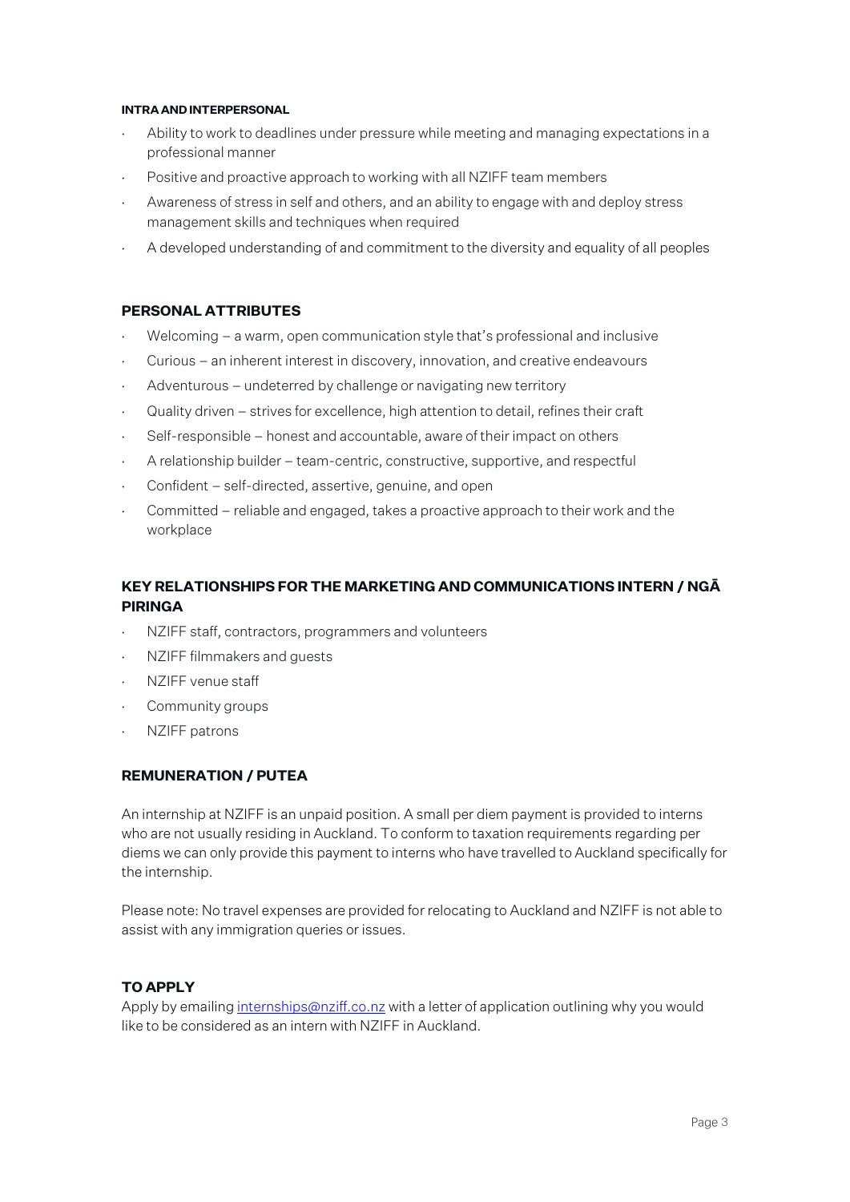#### INTRA AND INTERPERSONAL

- Ability to work to deadlines under pressure while meeting and managing expectations in a professional manner
- Positive and proactive approach to working with all NZIFF team members
- Awareness of stress in self and others, and an ability to engage with and deploy stress management skills and techniques when required
- A developed understanding of and commitment to the diversity and equality of all peoples

### PERSONAL ATTRIBUTES

- Welcoming – a warm, open communication style that's professional and inclusive
- Curious – an inherent interest in discovery, innovation, and creative endeavours
- Adventurous – undeterred by challenge or navigating new territory
- Quality driven – strives for excellence, high attention to detail, refines their craft
- Self-responsible – honest and accountable, aware of their impact on others
- A relationship builder – team-centric, constructive, supportive, and respectful
- Confident – self-directed, assertive, genuine, and open
- Committed – reliable and engaged, takes a proactive approach to their work and the workplace

### KEY RELATIONSHIPS FOR THE MARKETING AND COMMUNICATIONS INTERN / NGĀ PIRINGA

- NZIFF staff, contractors, programmers and volunteers
- NZIFF filmmakers and guests
- NZIFF venue staff
- Community groups
- NZIFF patrons

### REMUNERATION / PUTEA

An internship at NZIFF is an unpaid position. A small per diem payment is provided to interns who are not usually residing in Auckland. To conform to taxation requirements regarding per diems we can only provide this payment to interns who have travelled to Auckland specifically for the internship.

Please note: No travel expenses are provided for relocating to Auckland and NZIFF is not able to assist with any immigration queries or issues.

### TO APPLY

Apply by emailing internships@nziff.co.nz with a letter of application outlining why you would like to be considered as an intern with NZIFF in Auckland.